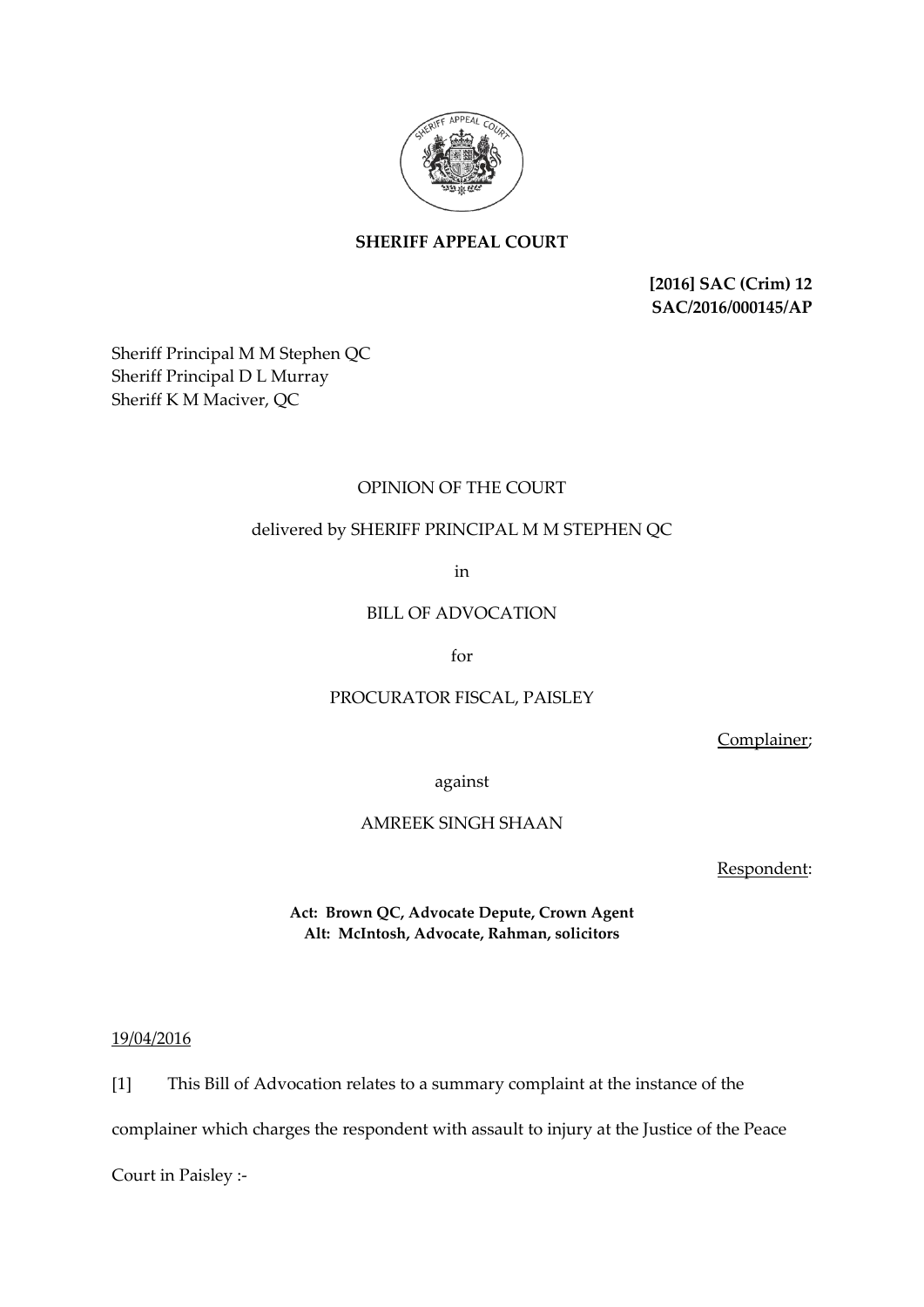**SHERIFF APPEAL COURT**

**[2016] SAC (Crim) 12**
**SAC/2016/000145/AP**

Sheriff Principal M M Stephen QC
Sheriff Principal D L Murray
Sheriff K M Maciver, QC

OPINION OF THE COURT

delivered by SHERIFF PRINCIPAL M M STEPHEN QC

in

BILL OF ADVOCATION

for

PROCURATOR FISCAL, PAISLEY

Complainer;

against

AMREEK SINGH SHAAN

Respondent:

**Act: Brown QC, Advocate Depute, Crown Agent**
**Alt: McIntosh, Advocate, Rahman, solicitors**

19/04/2016

[1] This Bill of Advocation relates to a summary complaint at the instance of the complainer which charges the respondent with assault to injury at the Justice of the Peace Court in Paisley :-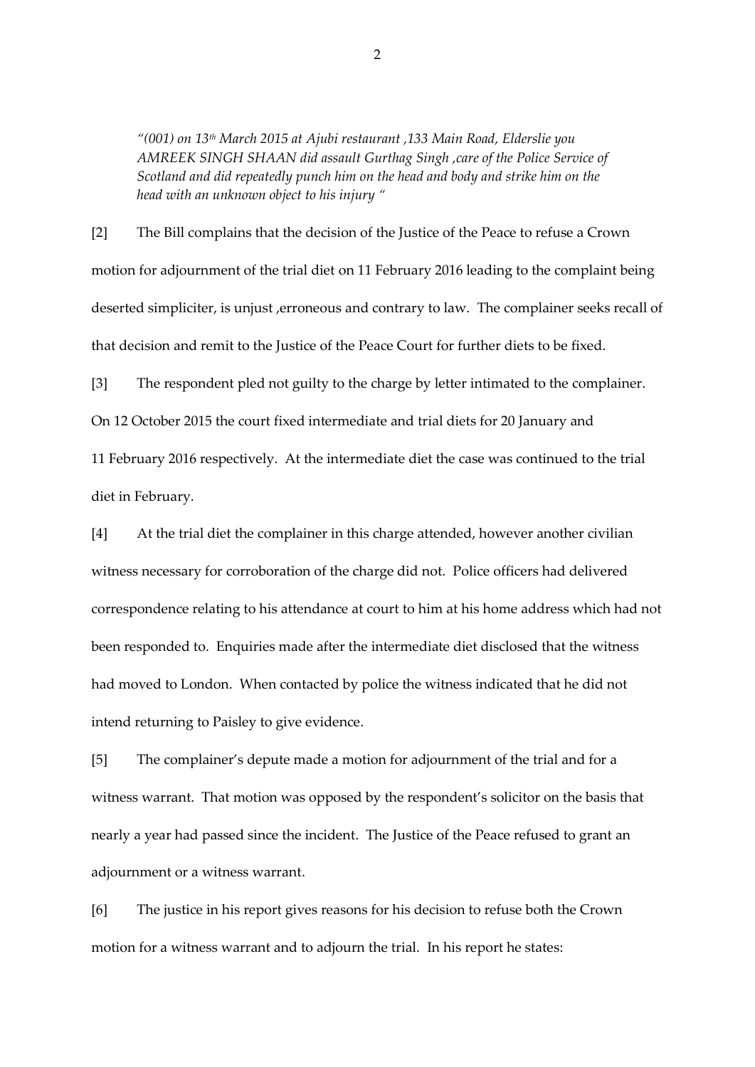*"(001) on 13th March 2015 at Ajubi restaurant ,133 Main Road, Elderslie you AMREEK SINGH SHAAN did assault Gurthag Singh ,care of the Police Service of Scotland and did repeatedly punch him on the head and body and strike him on the head with an unknown object to his injury "*

[2] The Bill complains that the decision of the Justice of the Peace to refuse a Crown motion for adjournment of the trial diet on 11 February 2016 leading to the complaint being deserted simpliciter, is unjust ,erroneous and contrary to law. The complainer seeks recall of that decision and remit to the Justice of the Peace Court for further diets to be fixed.

[3] The respondent pled not guilty to the charge by letter intimated to the complainer. On 12 October 2015 the court fixed intermediate and trial diets for 20 January and 11 February 2016 respectively. At the intermediate diet the case was continued to the trial diet in February.

[4] At the trial diet the complainer in this charge attended, however another civilian witness necessary for corroboration of the charge did not. Police officers had delivered correspondence relating to his attendance at court to him at his home address which had not been responded to. Enquiries made after the intermediate diet disclosed that the witness had moved to London. When contacted by police the witness indicated that he did not intend returning to Paisley to give evidence.

[5] The complainer's depute made a motion for adjournment of the trial and for a witness warrant. That motion was opposed by the respondent's solicitor on the basis that nearly a year had passed since the incident. The Justice of the Peace refused to grant an adjournment or a witness warrant.

[6] The justice in his report gives reasons for his decision to refuse both the Crown motion for a witness warrant and to adjourn the trial. In his report he states: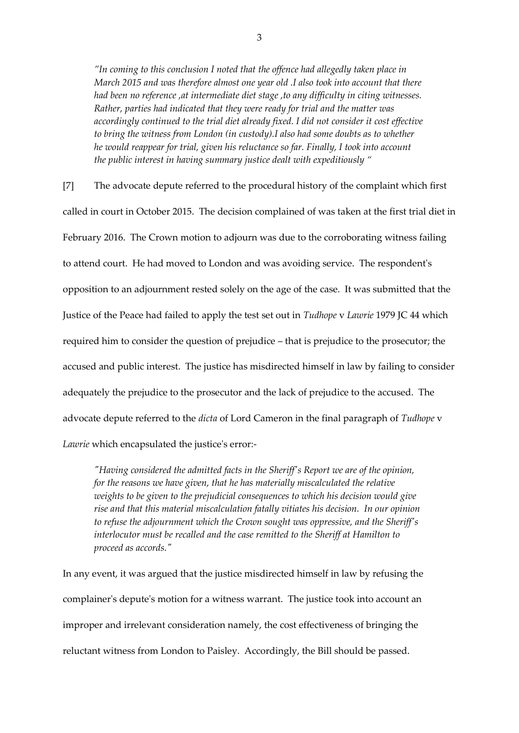*"In coming to this conclusion I noted that the offence had allegedly taken place in March 2015 and was therefore almost one year old .I also took into account that there had been no reference ,at intermediate diet stage ,to any difficulty in citing witnesses. Rather, parties had indicated that they were ready for trial and the matter was accordingly continued to the trial diet already fixed. I did not consider it cost effective to bring the witness from London (in custody).I also had some doubts as to whether he would reappear for trial, given his reluctance so far. Finally, I took into account the public interest in having summary justice dealt with expeditiously "*

[7] The advocate depute referred to the procedural history of the complaint which first called in court in October 2015. The decision complained of was taken at the first trial diet in February 2016. The Crown motion to adjourn was due to the corroborating witness failing to attend court. He had moved to London and was avoiding service. The respondent's opposition to an adjournment rested solely on the age of the case. It was submitted that the Justice of the Peace had failed to apply the test set out in *Tudhope* v *Lawrie* 1979 JC 44 which required him to consider the question of prejudice – that is prejudice to the prosecutor; the accused and public interest. The justice has misdirected himself in law by failing to consider adequately the prejudice to the prosecutor and the lack of prejudice to the accused. The advocate depute referred to the *dicta* of Lord Cameron in the final paragraph of *Tudhope* v *Lawrie* which encapsulated the justice's error:-

*"Having considered the admitted facts in the Sheriff's Report we are of the opinion, for the reasons we have given, that he has materially miscalculated the relative weights to be given to the prejudicial consequences to which his decision would give rise and that this material miscalculation fatally vitiates his decision. In our opinion to refuse the adjournment which the Crown sought was oppressive, and the Sheriff's interlocutor must be recalled and the case remitted to the Sheriff at Hamilton to proceed as accords."*

In any event, it was argued that the justice misdirected himself in law by refusing the complainer's depute's motion for a witness warrant. The justice took into account an improper and irrelevant consideration namely, the cost effectiveness of bringing the reluctant witness from London to Paisley. Accordingly, the Bill should be passed.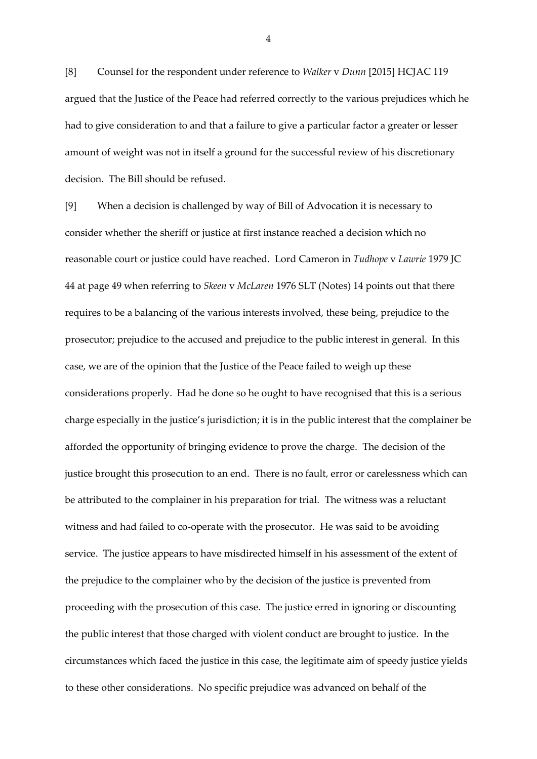[8] Counsel for the respondent under reference to *Walker* v *Dunn* [2015] HCJAC 119 argued that the Justice of the Peace had referred correctly to the various prejudices which he had to give consideration to and that a failure to give a particular factor a greater or lesser amount of weight was not in itself a ground for the successful review of his discretionary decision. The Bill should be refused.

[9] When a decision is challenged by way of Bill of Advocation it is necessary to consider whether the sheriff or justice at first instance reached a decision which no reasonable court or justice could have reached. Lord Cameron in *Tudhope* v *Lawrie* 1979 JC 44 at page 49 when referring to *Skeen* v *McLaren* 1976 SLT (Notes) 14 points out that there requires to be a balancing of the various interests involved, these being, prejudice to the prosecutor; prejudice to the accused and prejudice to the public interest in general. In this case, we are of the opinion that the Justice of the Peace failed to weigh up these considerations properly. Had he done so he ought to have recognised that this is a serious charge especially in the justice's jurisdiction; it is in the public interest that the complainer be afforded the opportunity of bringing evidence to prove the charge. The decision of the justice brought this prosecution to an end. There is no fault, error or carelessness which can be attributed to the complainer in his preparation for trial. The witness was a reluctant witness and had failed to co-operate with the prosecutor. He was said to be avoiding service. The justice appears to have misdirected himself in his assessment of the extent of the prejudice to the complainer who by the decision of the justice is prevented from proceeding with the prosecution of this case. The justice erred in ignoring or discounting the public interest that those charged with violent conduct are brought to justice. In the circumstances which faced the justice in this case, the legitimate aim of speedy justice yields to these other considerations. No specific prejudice was advanced on behalf of the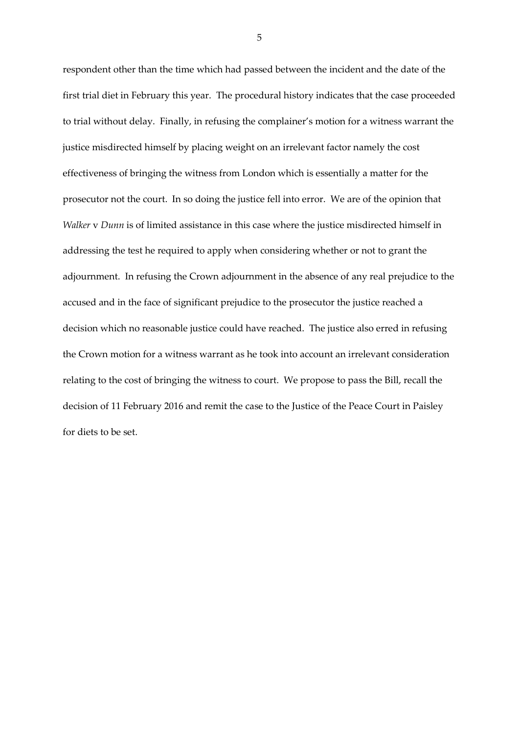respondent other than the time which had passed between the incident and the date of the first trial diet in February this year. The procedural history indicates that the case proceeded to trial without delay. Finally, in refusing the complainer's motion for a witness warrant the justice misdirected himself by placing weight on an irrelevant factor namely the cost effectiveness of bringing the witness from London which is essentially a matter for the prosecutor not the court. In so doing the justice fell into error. We are of the opinion that *Walker* v *Dunn* is of limited assistance in this case where the justice misdirected himself in addressing the test he required to apply when considering whether or not to grant the adjournment. In refusing the Crown adjournment in the absence of any real prejudice to the accused and in the face of significant prejudice to the prosecutor the justice reached a decision which no reasonable justice could have reached. The justice also erred in refusing the Crown motion for a witness warrant as he took into account an irrelevant consideration relating to the cost of bringing the witness to court. We propose to pass the Bill, recall the decision of 11 February 2016 and remit the case to the Justice of the Peace Court in Paisley for diets to be set.